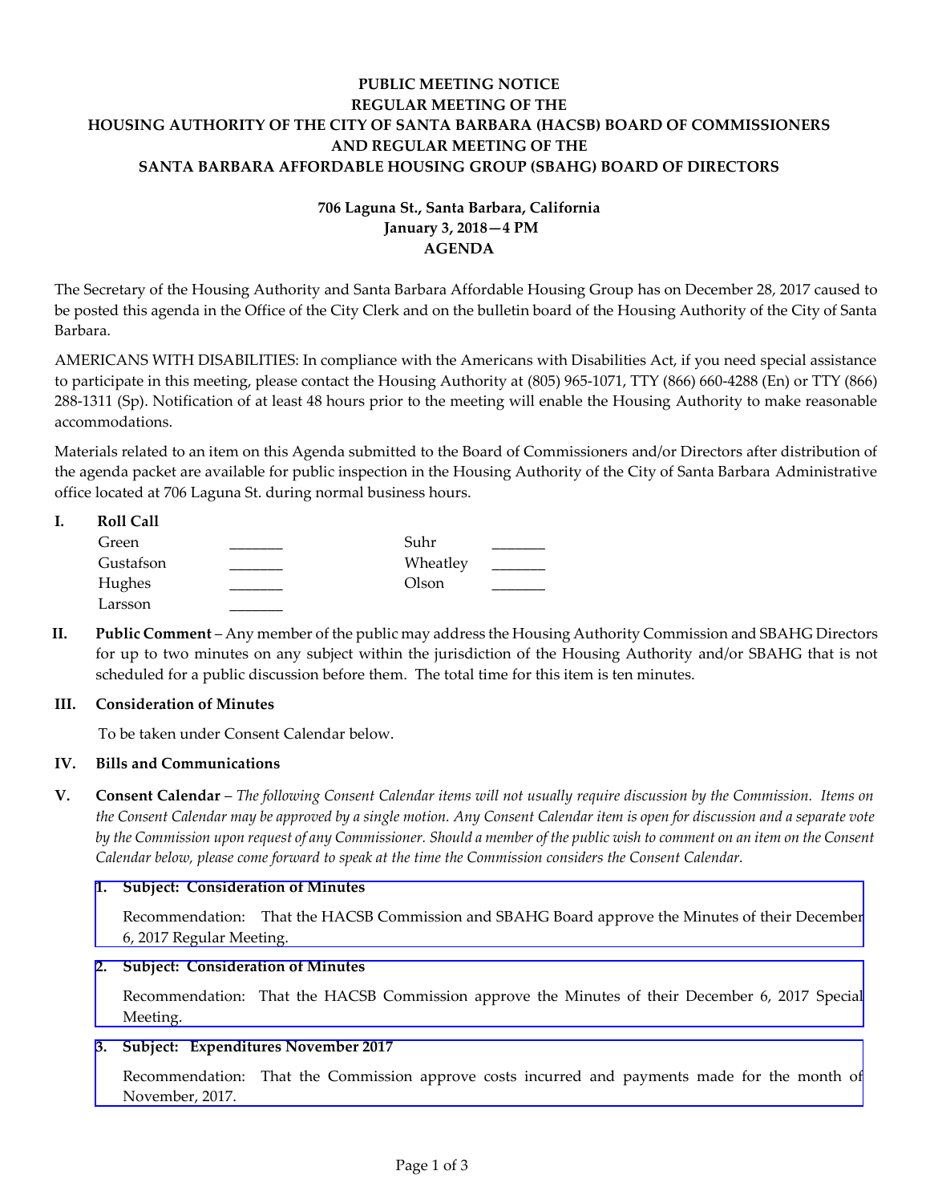**PUBLIC MEETING NOTICE**
**REGULAR MEETING OF THE**
**HOUSING AUTHORITY OF THE CITY OF SANTA BARBARA (HACSB) BOARD OF COMMISSIONERS**
**AND REGULAR MEETING OF THE**
**SANTA BARBARA AFFORDABLE HOUSING GROUP (SBAHG) BOARD OF DIRECTORS**

**706 Laguna St., Santa Barbara, California**
**January 3, 2018—4 PM**
**AGENDA**

The Secretary of the Housing Authority and Santa Barbara Affordable Housing Group has on December 28, 2017 caused to be posted this agenda in the Office of the City Clerk and on the bulletin board of the Housing Authority of the City of Santa Barbara.

AMERICANS WITH DISABILITIES: In compliance with the Americans with Disabilities Act, if you need special assistance to participate in this meeting, please contact the Housing Authority at (805) 965-1071, TTY (866) 660-4288 (En) or TTY (866) 288-1311 (Sp). Notification of at least 48 hours prior to the meeting will enable the Housing Authority to make reasonable accommodations.

Materials related to an item on this Agenda submitted to the Board of Commissioners and/or Directors after distribution of the agenda packet are available for public inspection in the Housing Authority of the City of Santa Barbara Administrative office located at 706 Laguna St. during normal business hours.

**I. Roll Call**

| | | | |
|---|---|---|---|
| Green | _______ | Suhr | _______ |
| Gustafson | _______ | Wheatley | _______ |
| Hughes | _______ | Olson | _______ |
| Larsson | _______ | | |

**II. Public Comment** – Any member of the public may address the Housing Authority Commission and SBAHG Directors for up to two minutes on any subject within the jurisdiction of the Housing Authority and/or SBAHG that is not scheduled for a public discussion before them. The total time for this item is ten minutes.

**III. Consideration of Minutes**

To be taken under Consent Calendar below.

**IV. Bills and Communications**

**V. Consent Calendar** – *The following Consent Calendar items will not usually require discussion by the Commission. Items on the Consent Calendar may be approved by a single motion. Any Consent Calendar item is open for discussion and a separate vote by the Commission upon request of any Commissioner. Should a member of the public wish to comment on an item on the Consent Calendar below, please come forward to speak at the time the Commission considers the Consent Calendar.*

**1. Subject: Consideration of Minutes**

Recommendation: That the HACSB Commission and SBAHG Board approve the Minutes of their December 6, 2017 Regular Meeting.

**2. Subject: Consideration of Minutes**

Recommendation: That the HACSB Commission approve the Minutes of their December 6, 2017 Special Meeting.

**3. Subject: Expenditures November 2017**

Recommendation: That the Commission approve costs incurred and payments made for the month of November, 2017.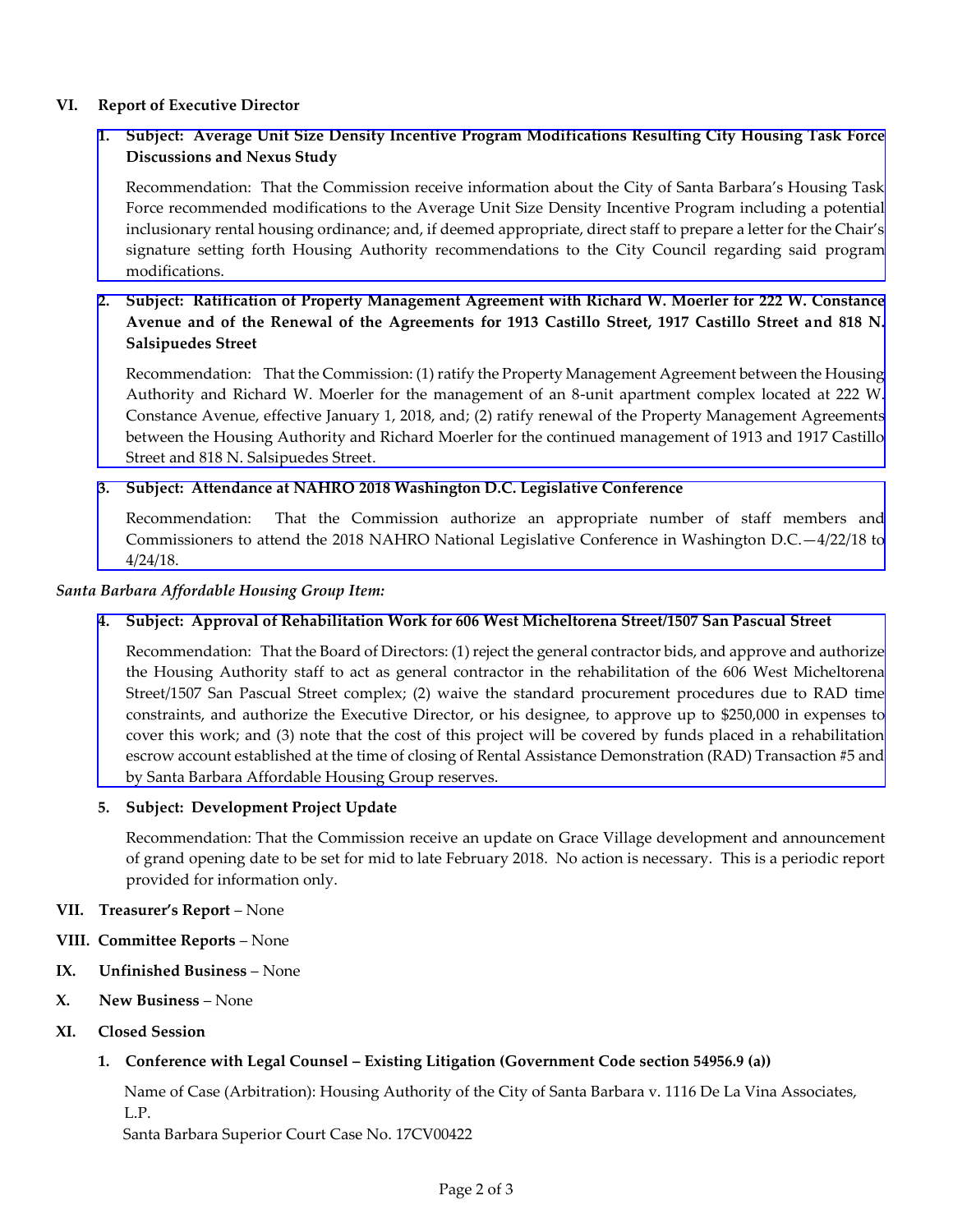## VI. Report of Executive Director

1. **Subject: Average Unit Size Density Incentive Program Modifications Resulting City Housing Task Force Discussions and Nexus Study**

   Recommendation: That the Commission receive information about the City of Santa Barbara's Housing Task Force recommended modifications to the Average Unit Size Density Incentive Program including a potential inclusionary rental housing ordinance; and, if deemed appropriate, direct staff to prepare a letter for the Chair's signature setting forth Housing Authority recommendations to the City Council regarding said program modifications.

2. **Subject: Ratification of Property Management Agreement with Richard W. Moerler for 222 W. Constance Avenue and of the Renewal of the Agreements for 1913 Castillo Street, 1917 Castillo Street and 818 N. Salsipuedes Street**

   Recommendation: That the Commission: (1) ratify the Property Management Agreement between the Housing Authority and Richard W. Moerler for the management of an 8-unit apartment complex located at 222 W. Constance Avenue, effective January 1, 2018, and; (2) ratify renewal of the Property Management Agreements between the Housing Authority and Richard Moerler for the continued management of 1913 and 1917 Castillo Street and 818 N. Salsipuedes Street.

3. **Subject: Attendance at NAHRO 2018 Washington D.C. Legislative Conference**

   Recommendation: That the Commission authorize an appropriate number of staff members and Commissioners to attend the 2018 NAHRO National Legislative Conference in Washington D.C.—4/22/18 to 4/24/18.

*Santa Barbara Affordable Housing Group Item:*

4. **Subject: Approval of Rehabilitation Work for 606 West Micheltorena Street/1507 San Pascual Street**

   Recommendation: That the Board of Directors: (1) reject the general contractor bids, and approve and authorize the Housing Authority staff to act as general contractor in the rehabilitation of the 606 West Micheltorena Street/1507 San Pascual Street complex; (2) waive the standard procurement procedures due to RAD time constraints, and authorize the Executive Director, or his designee, to approve up to $250,000 in expenses to cover this work; and (3) note that the cost of this project will be covered by funds placed in a rehabilitation escrow account established at the time of closing of Rental Assistance Demonstration (RAD) Transaction #5 and by Santa Barbara Affordable Housing Group reserves.

5. **Subject: Development Project Update**

   Recommendation: That the Commission receive an update on Grace Village development and announcement of grand opening date to be set for mid to late February 2018. No action is necessary. This is a periodic report provided for information only.

## VII. Treasurer's Report – None

## VIII. Committee Reports – None

## IX. Unfinished Business – None

## X. New Business – None

## XI. Closed Session

1. **Conference with Legal Counsel – Existing Litigation (Government Code section 54956.9 (a))**

   Name of Case (Arbitration): Housing Authority of the City of Santa Barbara v. 1116 De La Vina Associates, L.P.
   Santa Barbara Superior Court Case No. 17CV00422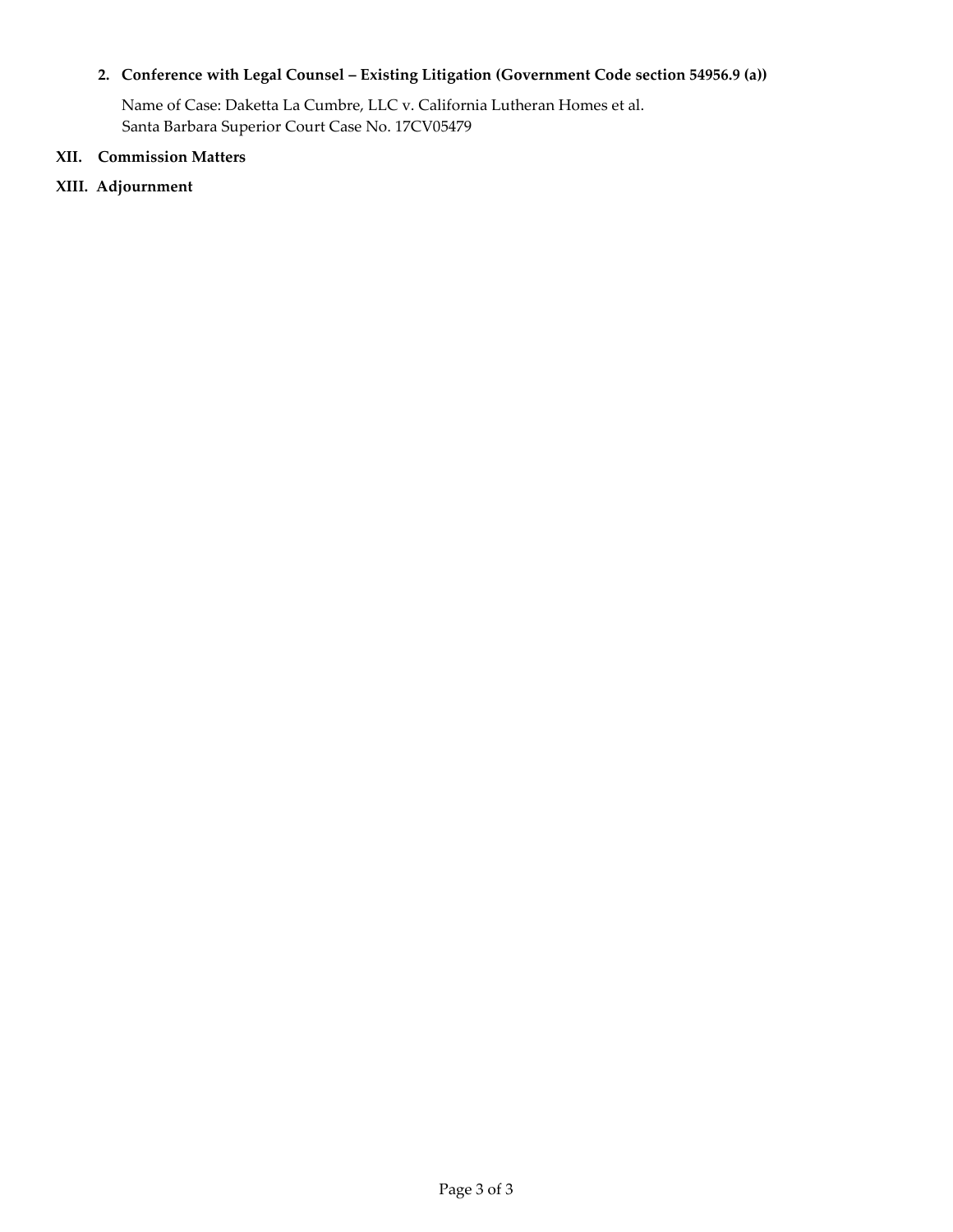2. **Conference with Legal Counsel – Existing Litigation (Government Code section 54956.9 (a))**

   Name of Case: Daketta La Cumbre, LLC v. California Lutheran Homes et al.
   Santa Barbara Superior Court Case No. 17CV05479

**XII. Commission Matters**

**XIII. Adjournment**